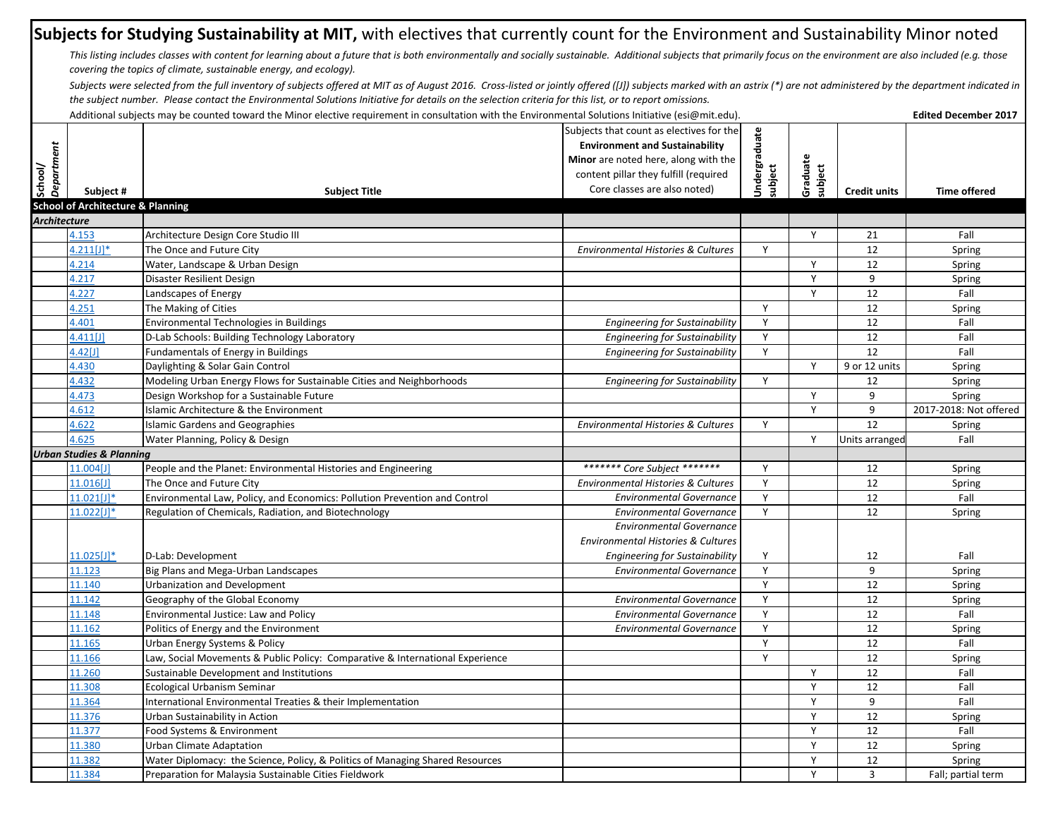# Subjects for Studying Sustainability at MIT, with electives that currently count for the Environment and Sustainability Minor noted

*This listing includes classes with content for learning about a future that is both environmentally and socially sustainable. Additional subjects that primarily focus on the environment are also included (e.g. those covering the topics of climate, sustainable energy, and ecology).*

*Subjects were selected from the full inventory of subjects offered at MIT as of August 2016. Cross-listed or jointly offered ([J]) subjects marked with an astrix (*) are not administered by the department indicated in the subject number. Please contact the Environmental Solutions Initiative for details on the selection criteria for this list, or to report omissions.*

Additional subjects may be counted toward the Minor elective requirement in consultation with the Environmental Solutions Initiative (esi@mit.edu).

**Edited December 2017**

| School/ Department | Subject # | Subject Title | Subjects that count as electives for the **Environment and Sustainability Minor** are noted here, along with the content pillar they fulfill (required Core classes are also noted) | Undergraduate subject | Graduate subject | Credit units | Time offered |
|---|---|---|---|---|---|---|---|
| **School of Architecture & Planning** | | | | | | | |
| ***Architecture*** | | | | | | | |
| | 4.153 | Architecture Design Core Studio III | | | Y | 21 | Fall |
| | 4.211[J]* | The Once and Future City | *Environmental Histories & Cultures* | Y | | 12 | Spring |
| | 4.214 | Water, Landscape & Urban Design | | | Y | 12 | Spring |
| | 4.217 | Disaster Resilient Design | | | Y | 9 | Spring |
| | 4.227 | Landscapes of Energy | | | Y | 12 | Fall |
| | 4.251 | The Making of Cities | | Y | | 12 | Spring |
| | 4.401 | Environmental Technologies in Buildings | *Engineering for Sustainability* | Y | | 12 | Fall |
| | 4.411[J] | D-Lab Schools: Building Technology Laboratory | *Engineering for Sustainability* | Y | | 12 | Fall |
| | 4.42[J] | Fundamentals of Energy in Buildings | *Engineering for Sustainability* | Y | | 12 | Fall |
| | 4.430 | Daylighting & Solar Gain Control | | | Y | 9 or 12 units | Spring |
| | 4.432 | Modeling Urban Energy Flows for Sustainable Cities and Neighborhoods | *Engineering for Sustainability* | Y | | 12 | Spring |
| | 4.473 | Design Workshop for a Sustainable Future | | | Y | 9 | Spring |
| | 4.612 | Islamic Architecture & the Environment | | | Y | 9 | 2017-2018: Not offered |
| | 4.622 | Islamic Gardens and Geographies | *Environmental Histories & Cultures* | Y | | 12 | Spring |
| | 4.625 | Water Planning, Policy & Design | | | Y | Units arranged | Fall |
| ***Urban Studies & Planning*** | | | | | | | |
| | 11.004[J] | People and the Planet: Environmental Histories and Engineering | *******\* Core Subject *******\* | Y | | 12 | Spring |
| | 11.016[J] | The Once and Future City | *Environmental Histories & Cultures* | Y | | 12 | Spring |
| | 11.021[J]* | Environmental Law, Policy, and Economics: Pollution Prevention and Control | *Environmental Governance* | Y | | 12 | Fall |
| | 11.022[J]* | Regulation of Chemicals, Radiation, and Biotechnology | *Environmental Governance* | Y | | 12 | Spring |
| | 11.025[J]* | D-Lab: Development | *Environmental Governance*<br>*Environmental Histories & Cultures*<br>*Engineering for Sustainability* | Y | | 12 | Fall |
| | 11.123 | Big Plans and Mega-Urban Landscapes | *Environmental Governance* | Y | | 9 | Spring |
| | 11.140 | Urbanization and Development | | Y | | 12 | Spring |
| | 11.142 | Geography of the Global Economy | *Environmental Governance* | Y | | 12 | Spring |
| | 11.148 | Environmental Justice: Law and Policy | *Environmental Governance* | Y | | 12 | Fall |
| | 11.162 | Politics of Energy and the Environment | *Environmental Governance* | Y | | 12 | Spring |
| | 11.165 | Urban Energy Systems & Policy | | Y | | 12 | Fall |
| | 11.166 | Law, Social Movements & Public Policy: Comparative & International Experience | | Y | | 12 | Spring |
| | 11.260 | Sustainable Development and Institutions | | | Y | 12 | Fall |
| | 11.308 | Ecological Urbanism Seminar | | | Y | 12 | Fall |
| | 11.364 | International Environmental Treaties & their Implementation | | | Y | 9 | Fall |
| | 11.376 | Urban Sustainability in Action | | | Y | 12 | Spring |
| | 11.377 | Food Systems & Environment | | | Y | 12 | Fall |
| | 11.380 | Urban Climate Adaptation | | | Y | 12 | Spring |
| | 11.382 | Water Diplomacy: the Science, Policy, & Politics of Managing Shared Resources | | | Y | 12 | Spring |
| | 11.384 | Preparation for Malaysia Sustainable Cities Fieldwork | | | Y | 3 | Fall; partial term |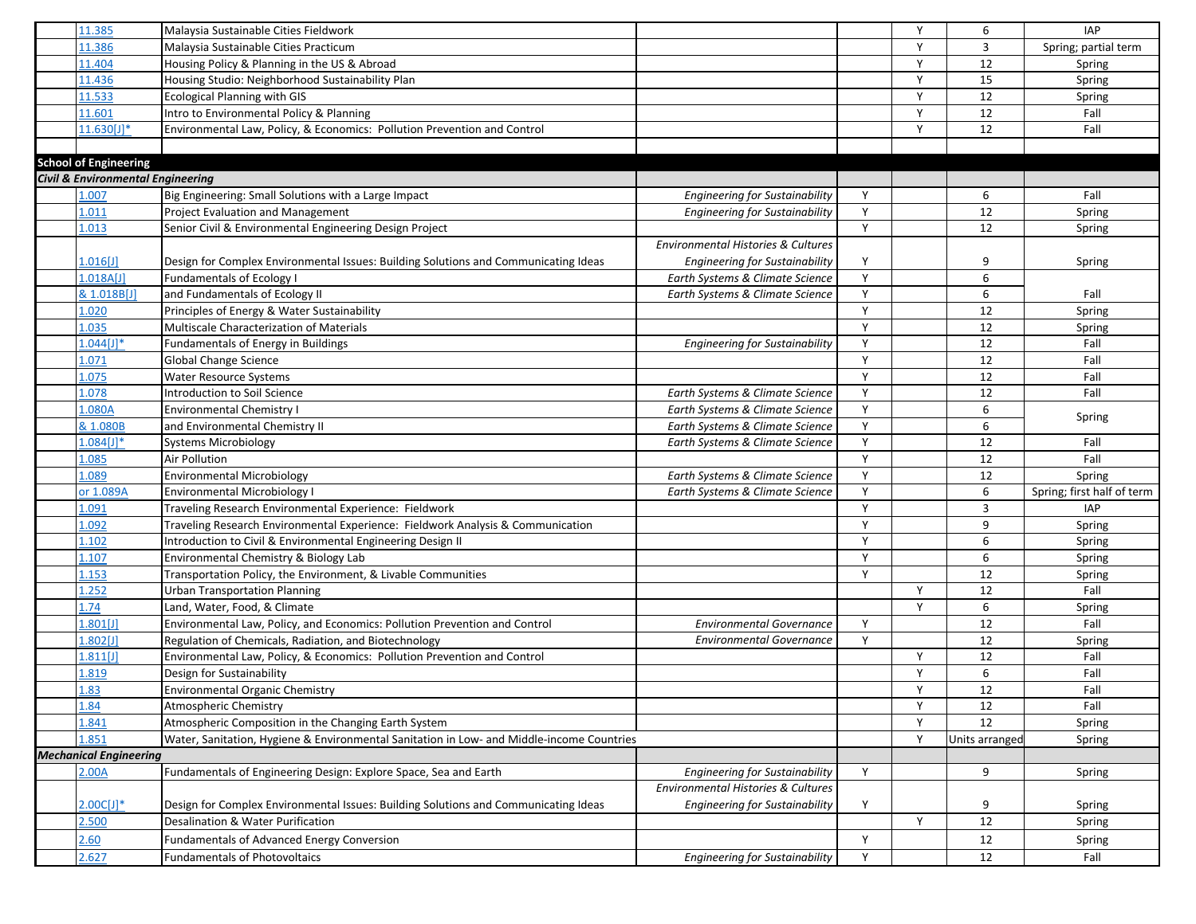| | Course | Title | Category | Col4 | Col5 | Units | Term |
|---|---|---|---|---|---|---|---|
| | 11.385 | Malaysia Sustainable Cities Fieldwork | | | Y | 6 | IAP |
| | 11.386 | Malaysia Sustainable Cities Practicum | | | Y | 3 | Spring; partial term |
| | 11.404 | Housing Policy & Planning in the US & Abroad | | | Y | 12 | Spring |
| | 11.436 | Housing Studio: Neighborhood Sustainability Plan | | | Y | 15 | Spring |
| | 11.533 | Ecological Planning with GIS | | | Y | 12 | Spring |
| | 11.601 | Intro to Environmental Policy & Planning | | | Y | 12 | Fall |
| | 11.630[J]* | Environmental Law, Policy, & Economics: Pollution Prevention and Control | | | Y | 12 | Fall |
| | | | | | | | |
| **School of Engineering** | | | | | | | |
| ***Civil & Environmental Engineering*** | | | | | | | |
| | 1.007 | Big Engineering: Small Solutions with a Large Impact | *Engineering for Sustainability* | Y | | 6 | Fall |
| | 1.011 | Project Evaluation and Management | *Engineering for Sustainability* | Y | | 12 | Spring |
| | 1.013 | Senior Civil & Environmental Engineering Design Project | | Y | | 12 | Spring |
| | 1.016[J] | Design for Complex Environmental Issues: Building Solutions and Communicating Ideas | *Environmental Histories & Cultures* *Engineering for Sustainability* | Y | | 9 | Spring |
| | 1.018A[J] | Fundamentals of Ecology I | *Earth Systems & Climate Science* | Y | | 6 | Fall |
| | & 1.018B[J] | and Fundamentals of Ecology II | *Earth Systems & Climate Science* | Y | | 6 | |
| | 1.020 | Principles of Energy & Water Sustainability | | Y | | 12 | Spring |
| | 1.035 | Multiscale Characterization of Materials | | Y | | 12 | Spring |
| | 1.044[J]* | Fundamentals of Energy in Buildings | *Engineering for Sustainability* | Y | | 12 | Fall |
| | 1.071 | Global Change Science | | Y | | 12 | Fall |
| | 1.075 | Water Resource Systems | | Y | | 12 | Fall |
| | 1.078 | Introduction to Soil Science | *Earth Systems & Climate Science* | Y | | 12 | Fall |
| | 1.080A | Environmental Chemistry I | *Earth Systems & Climate Science* | Y | | 6 | Spring |
| | & 1.080B | and Environmental Chemistry II | *Earth Systems & Climate Science* | Y | | 6 | |
| | 1.084[J]* | Systems Microbiology | *Earth Systems & Climate Science* | Y | | 12 | Fall |
| | 1.085 | Air Pollution | | Y | | 12 | Fall |
| | 1.089 | Environmental Microbiology | *Earth Systems & Climate Science* | Y | | 12 | Spring |
| | or 1.089A | Environmental Microbiology I | *Earth Systems & Climate Science* | Y | | 6 | Spring; first half of term |
| | 1.091 | Traveling Research Environmental Experience: Fieldwork | | Y | | 3 | IAP |
| | 1.092 | Traveling Research Environmental Experience: Fieldwork Analysis & Communication | | Y | | 9 | Spring |
| | 1.102 | Introduction to Civil & Environmental Engineering Design II | | Y | | 6 | Spring |
| | 1.107 | Environmental Chemistry & Biology Lab | | Y | | 6 | Spring |
| | 1.153 | Transportation Policy, the Environment, & Livable Communities | | Y | | 12 | Spring |
| | 1.252 | Urban Transportation Planning | | | Y | 12 | Fall |
| | 1.74 | Land, Water, Food, & Climate | | | Y | 6 | Spring |
| | 1.801[J] | Environmental Law, Policy, and Economics: Pollution Prevention and Control | *Environmental Governance* | Y | | 12 | Fall |
| | 1.802[J] | Regulation of Chemicals, Radiation, and Biotechnology | *Environmental Governance* | Y | | 12 | Spring |
| | 1.811[J] | Environmental Law, Policy, & Economics: Pollution Prevention and Control | | | Y | 12 | Fall |
| | 1.819 | Design for Sustainability | | | Y | 6 | Fall |
| | 1.83 | Environmental Organic Chemistry | | | Y | 12 | Fall |
| | 1.84 | Atmospheric Chemistry | | | Y | 12 | Fall |
| | 1.841 | Atmospheric Composition in the Changing Earth System | | | Y | 12 | Spring |
| | 1.851 | Water, Sanitation, Hygiene & Environmental Sanitation in Low- and Middle-income Countries | | | Y | Units arranged | Spring |
| ***Mechanical Engineering*** | | | | | | | |
| | 2.00A | Fundamentals of Engineering Design: Explore Space, Sea and Earth | *Engineering for Sustainability* | Y | | 9 | Spring |
| | 2.00C[J]* | Design for Complex Environmental Issues: Building Solutions and Communicating Ideas | *Environmental Histories & Cultures* *Engineering for Sustainability* | Y | | 9 | Spring |
| | 2.500 | Desalination & Water Purification | | | Y | 12 | Spring |
| | 2.60 | Fundamentals of Advanced Energy Conversion | | Y | | 12 | Spring |
| | 2.627 | Fundamentals of Photovoltaics | *Engineering for Sustainability* | Y | | 12 | Fall |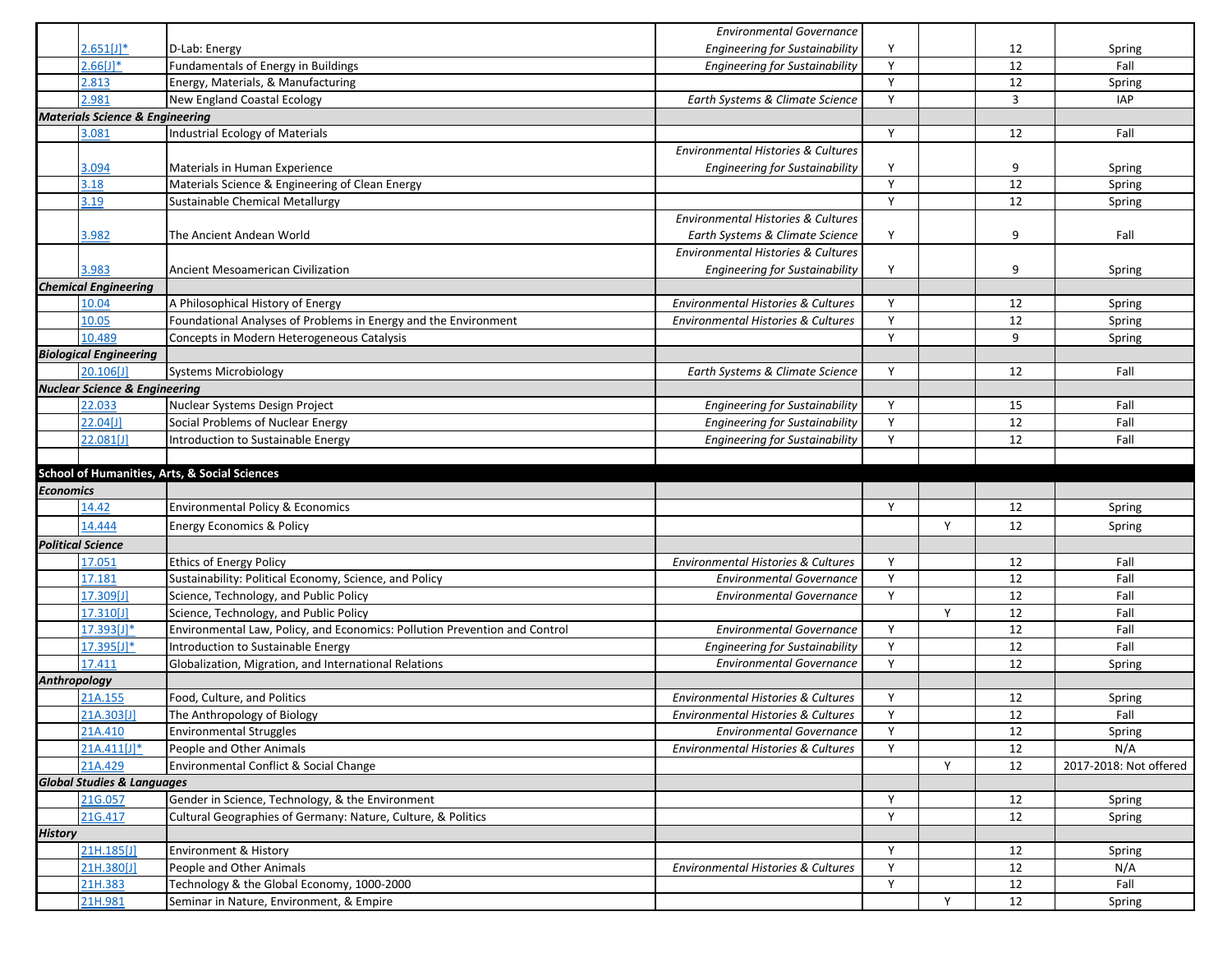| | | | | | | | |
|---|---|---|---|---|---|---|---|
| | 2.651[J]* | D-Lab: Energy | *Environmental Governance* *Engineering for Sustainability* | Y | | 12 | Spring |
| | 2.66[J]* | Fundamentals of Energy in Buildings | *Engineering for Sustainability* | Y | | 12 | Fall |
| | 2.813 | Energy, Materials, & Manufacturing | | Y | | 12 | Spring |
| | 2.981 | New England Coastal Ecology | *Earth Systems & Climate Science* | Y | | 3 | IAP |
| ***Materials Science & Engineering*** | | | | | | | |
| | 3.081 | Industrial Ecology of Materials | | Y | | 12 | Fall |
| | 3.094 | Materials in Human Experience | *Environmental Histories & Cultures* *Engineering for Sustainability* | Y | | 9 | Spring |
| | 3.18 | Materials Science & Engineering of Clean Energy | | Y | | 12 | Spring |
| | 3.19 | Sustainable Chemical Metallurgy | | Y | | 12 | Spring |
| | 3.982 | The Ancient Andean World | *Environmental Histories & Cultures* *Earth Systems & Climate Science* | Y | | 9 | Fall |
| | 3.983 | Ancient Mesoamerican Civilization | *Environmental Histories & Cultures* *Engineering for Sustainability* | Y | | 9 | Spring |
| ***Chemical Engineering*** | | | | | | | |
| | 10.04 | A Philosophical History of Energy | *Environmental Histories & Cultures* | Y | | 12 | Spring |
| | 10.05 | Foundational Analyses of Problems in Energy and the Environment | *Environmental Histories & Cultures* | Y | | 12 | Spring |
| | 10.489 | Concepts in Modern Heterogeneous Catalysis | | Y | | 9 | Spring |
| ***Biological Engineering*** | | | | | | | |
| | 20.106[J] | Systems Microbiology | *Earth Systems & Climate Science* | Y | | 12 | Fall |
| ***Nuclear Science & Engineering*** | | | | | | | |
| | 22.033 | Nuclear Systems Design Project | *Engineering for Sustainability* | Y | | 15 | Fall |
| | 22.04[J] | Social Problems of Nuclear Energy | *Engineering for Sustainability* | Y | | 12 | Fall |
| | 22.081[J] | Introduction to Sustainable Energy | *Engineering for Sustainability* | Y | | 12 | Fall |
| | | | | | | | |
| **School of Humanities, Arts, & Social Sciences** | | | | | | | |
| ***Economics*** | | | | | | | |
| | 14.42 | Environmental Policy & Economics | | Y | | 12 | Spring |
| | 14.444 | Energy Economics & Policy | | | Y | 12 | Spring |
| ***Political Science*** | | | | | | | |
| | 17.051 | Ethics of Energy Policy | *Environmental Histories & Cultures* | Y | | 12 | Fall |
| | 17.181 | Sustainability: Political Economy, Science, and Policy | *Environmental Governance* | Y | | 12 | Fall |
| | 17.309[J] | Science, Technology, and Public Policy | *Environmental Governance* | Y | | 12 | Fall |
| | 17.310[J] | Science, Technology, and Public Policy | | | Y | 12 | Fall |
| | 17.393[J]* | Environmental Law, Policy, and Economics: Pollution Prevention and Control | *Environmental Governance* | Y | | 12 | Fall |
| | 17.395[J]* | Introduction to Sustainable Energy | *Engineering for Sustainability* | Y | | 12 | Fall |
| | 17.411 | Globalization, Migration, and International Relations | *Environmental Governance* | Y | | 12 | Spring |
| ***Anthropology*** | | | | | | | |
| | 21A.155 | Food, Culture, and Politics | *Environmental Histories & Cultures* | Y | | 12 | Spring |
| | 21A.303[J] | The Anthropology of Biology | *Environmental Histories & Cultures* | Y | | 12 | Fall |
| | 21A.410 | Environmental Struggles | *Environmental Governance* | Y | | 12 | Spring |
| | 21A.411[J]* | People and Other Animals | *Environmental Histories & Cultures* | Y | | 12 | N/A |
| | 21A.429 | Environmental Conflict & Social Change | | | Y | 12 | 2017-2018: Not offered |
| ***Global Studies & Languages*** | | | | | | | |
| | 21G.057 | Gender in Science, Technology, & the Environment | | Y | | 12 | Spring |
| | 21G.417 | Cultural Geographies of Germany: Nature, Culture, & Politics | | Y | | 12 | Spring |
| ***History*** | | | | | | | |
| | 21H.185[J] | Environment & History | | Y | | 12 | Spring |
| | 21H.380[J] | People and Other Animals | *Environmental Histories & Cultures* | Y | | 12 | N/A |
| | 21H.383 | Technology & the Global Economy, 1000-2000 | | Y | | 12 | Fall |
| | 21H.981 | Seminar in Nature, Environment, & Empire | | | Y | 12 | Spring |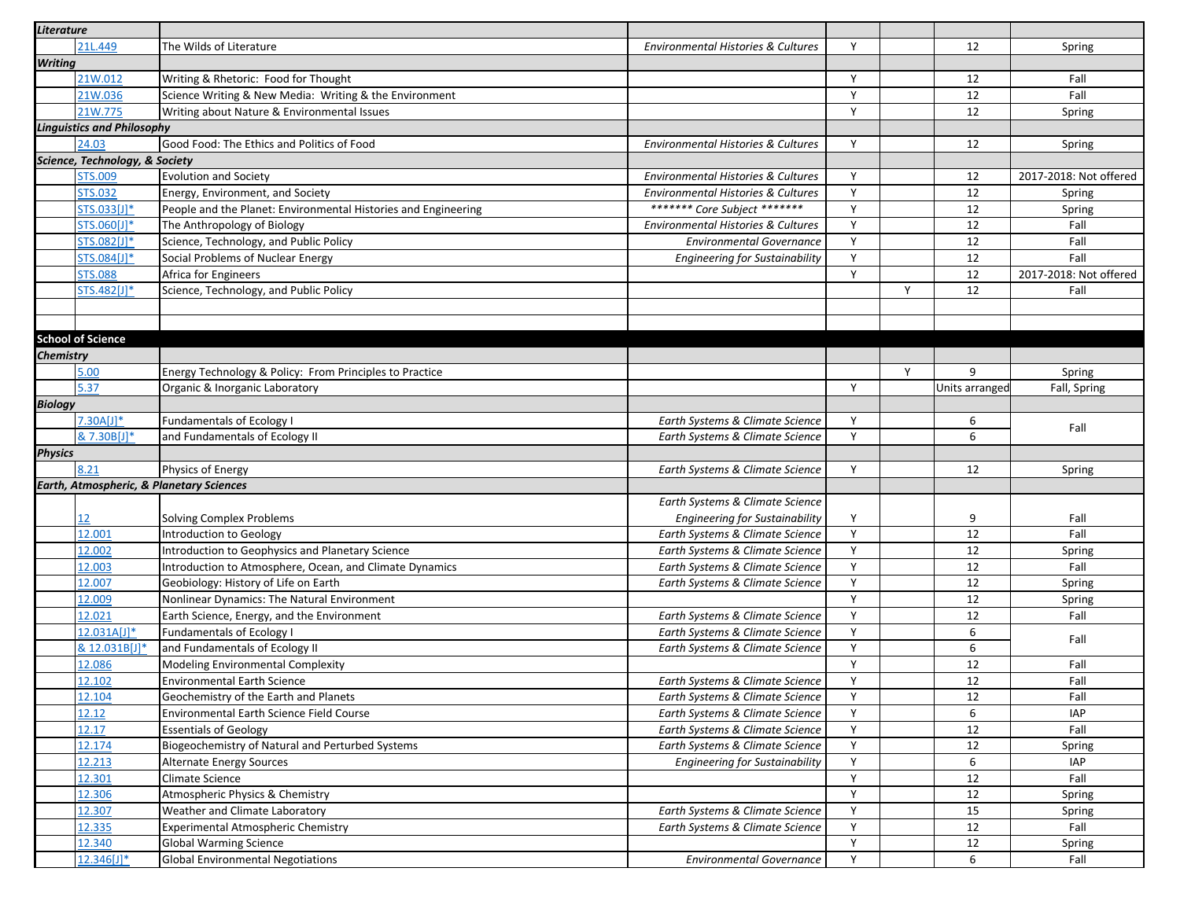| | | | | | | |
|---|---|---|---|---|---|---|
| ***Literature*** | | | | | | |
| 21L.449 | The Wilds of Literature | *Environmental Histories & Cultures* | Y | | 12 | Spring |
| ***Writing*** | | | | | | |
| 21W.012 | Writing & Rhetoric: Food for Thought | | Y | | 12 | Fall |
| 21W.036 | Science Writing & New Media: Writing & the Environment | | Y | | 12 | Fall |
| 21W.775 | Writing about Nature & Environmental Issues | | Y | | 12 | Spring |
| ***Linguistics and Philosophy*** | | | | | | |
| 24.03 | Good Food: The Ethics and Politics of Food | *Environmental Histories & Cultures* | Y | | 12 | Spring |
| ***Science, Technology, & Society*** | | | | | | |
| STS.009 | Evolution and Society | *Environmental Histories & Cultures* | Y | | 12 | 2017-2018: Not offered |
| STS.032 | Energy, Environment, and Society | *Environmental Histories & Cultures* | Y | | 12 | Spring |
| STS.033[J]* | People and the Planet: Environmental Histories and Engineering | *\*\*\*\*\*\*\* Core Subject \*\*\*\*\*\*\** | Y | | 12 | Spring |
| STS.060[J]* | The Anthropology of Biology | *Environmental Histories & Cultures* | Y | | 12 | Fall |
| STS.082[J]* | Science, Technology, and Public Policy | *Environmental Governance* | Y | | 12 | Fall |
| STS.084[J]* | Social Problems of Nuclear Energy | *Engineering for Sustainability* | Y | | 12 | Fall |
| STS.088 | Africa for Engineers | | Y | | 12 | 2017-2018: Not offered |
| STS.482[J]* | Science, Technology, and Public Policy | | | Y | 12 | Fall |
| | | | | | | |
| | | | | | | |
| **School of Science** | | | | | | |
| ***Chemistry*** | | | | | | |
| 5.00 | Energy Technology & Policy: From Principles to Practice | | | Y | 9 | Spring |
| 5.37 | Organic & Inorganic Laboratory | | Y | | Units arranged | Fall, Spring |
| ***Biology*** | | | | | | |
| 7.30A[J]* | Fundamentals of Ecology I | *Earth Systems & Climate Science* | Y | | 6 | Fall |
| & 7.30B[J]* | and Fundamentals of Ecology II | *Earth Systems & Climate Science* | Y | | 6 | |
| ***Physics*** | | | | | | |
| 8.21 | Physics of Energy | *Earth Systems & Climate Science* | Y | | 12 | Spring |
| ***Earth, Atmospheric, & Planetary Sciences*** | | | | | | |
| 12 | Solving Complex Problems | *Earth Systems & Climate Science* *Engineering for Sustainability* | Y | | 9 | Fall |
| 12.001 | Introduction to Geology | *Earth Systems & Climate Science* | Y | | 12 | Fall |
| 12.002 | Introduction to Geophysics and Planetary Science | *Earth Systems & Climate Science* | Y | | 12 | Spring |
| 12.003 | Introduction to Atmosphere, Ocean, and Climate Dynamics | *Earth Systems & Climate Science* | Y | | 12 | Fall |
| 12.007 | Geobiology: History of Life on Earth | *Earth Systems & Climate Science* | Y | | 12 | Spring |
| 12.009 | Nonlinear Dynamics: The Natural Environment | | Y | | 12 | Spring |
| 12.021 | Earth Science, Energy, and the Environment | *Earth Systems & Climate Science* | Y | | 12 | Fall |
| 12.031A[J]* | Fundamentals of Ecology I | *Earth Systems & Climate Science* | Y | | 6 | Fall |
| & 12.031B[J]* | and Fundamentals of Ecology II | *Earth Systems & Climate Science* | Y | | 6 | |
| 12.086 | Modeling Environmental Complexity | | Y | | 12 | Fall |
| 12.102 | Environmental Earth Science | *Earth Systems & Climate Science* | Y | | 12 | Fall |
| 12.104 | Geochemistry of the Earth and Planets | *Earth Systems & Climate Science* | Y | | 12 | Fall |
| 12.12 | Environmental Earth Science Field Course | *Earth Systems & Climate Science* | Y | | 6 | IAP |
| 12.17 | Essentials of Geology | *Earth Systems & Climate Science* | Y | | 12 | Fall |
| 12.174 | Biogeochemistry of Natural and Perturbed Systems | *Earth Systems & Climate Science* | Y | | 12 | Spring |
| 12.213 | Alternate Energy Sources | *Engineering for Sustainability* | Y | | 6 | IAP |
| 12.301 | Climate Science | | Y | | 12 | Fall |
| 12.306 | Atmospheric Physics & Chemistry | | Y | | 12 | Spring |
| 12.307 | Weather and Climate Laboratory | *Earth Systems & Climate Science* | Y | | 15 | Spring |
| 12.335 | Experimental Atmospheric Chemistry | *Earth Systems & Climate Science* | Y | | 12 | Fall |
| 12.340 | Global Warming Science | | Y | | 12 | Spring |
| 12.346[J]* | Global Environmental Negotiations | *Environmental Governance* | Y | | 6 | Fall |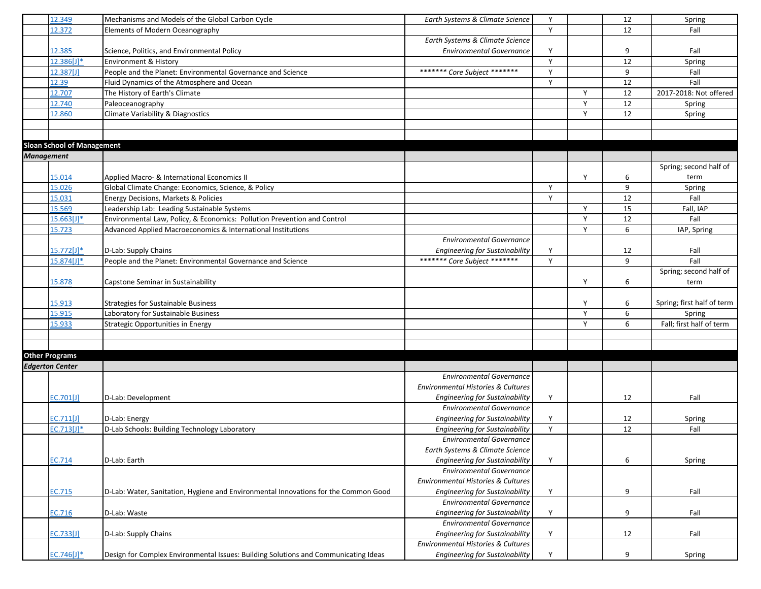| | | | | | | | |
|---|---|---|---|---|---|---|---|
| | 12.349 | Mechanisms and Models of the Global Carbon Cycle | *Earth Systems & Climate Science* | Y | | 12 | Spring |
| | 12.372 | Elements of Modern Oceanography | | Y | | 12 | Fall |
| | 12.385 | Science, Politics, and Environmental Policy | *Earth Systems & Climate Science*<br>*Environmental Governance* | Y | | 9 | Fall |
| | 12.386[J]* | Environment & History | | Y | | 12 | Spring |
| | 12.387[J] | People and the Planet: Environmental Governance and Science | *\*\*\*\*\*\*\* Core Subject \*\*\*\*\*\*\** | Y | | 9 | Fall |
| | 12.39 | Fluid Dynamics of the Atmosphere and Ocean | | Y | | 12 | Fall |
| | 12.707 | The History of Earth's Climate | | | Y | 12 | 2017-2018: Not offered |
| | 12.740 | Paleoceanography | | | Y | 12 | Spring |
| | 12.860 | Climate Variability & Diagnostics | | | Y | 12 | Spring |
| | | | | | | | |
| | | | | | | | |
| **Sloan School of Management** | | | | | | | |
| ***Management*** | | | | | | | |
| | 15.014 | Applied Macro- & International Economics II | | | Y | 6 | Spring; second half of term |
| | 15.026 | Global Climate Change: Economics, Science, & Policy | | Y | | 9 | Spring |
| | 15.031 | Energy Decisions, Markets & Policies | | Y | | 12 | Fall |
| | 15.569 | Leadership Lab: Leading Sustainable Systems | | | Y | 15 | Fall, IAP |
| | 15.663[J]* | Environmental Law, Policy, & Economics: Pollution Prevention and Control | | | Y | 12 | Fall |
| | 15.723 | Advanced Applied Macroeconomics & International Institutions | | | Y | 6 | IAP, Spring |
| | 15.772[J]* | D-Lab: Supply Chains | *Environmental Governance*<br>*Engineering for Sustainability* | Y | | 12 | Fall |
| | 15.874[J]* | People and the Planet: Environmental Governance and Science | *\*\*\*\*\*\*\* Core Subject \*\*\*\*\*\*\** | Y | | 9 | Fall |
| | 15.878 | Capstone Seminar in Sustainability | | | Y | 6 | Spring; second half of term |
| | 15.913 | Strategies for Sustainable Business | | | Y | 6 | Spring; first half of term |
| | 15.915 | Laboratory for Sustainable Business | | | Y | 6 | Spring |
| | 15.933 | Strategic Opportunities in Energy | | | Y | 6 | Fall; first half of term |
| | | | | | | | |
| | | | | | | | |
| **Other Programs** | | | | | | | |
| ***Edgerton Center*** | | | | | | | |
| | EC.701[J] | D-Lab: Development | *Environmental Governance*<br>*Environmental Histories & Cultures*<br>*Engineering for Sustainability* | Y | | 12 | Fall |
| | EC.711[J] | D-Lab: Energy | *Environmental Governance*<br>*Engineering for Sustainability* | Y | | 12 | Spring |
| | EC.713[J]* | D-Lab Schools: Building Technology Laboratory | *Engineering for Sustainability* | Y | | 12 | Fall |
| | EC.714 | D-Lab: Earth | *Environmental Governance*<br>*Earth Systems & Climate Science*<br>*Engineering for Sustainability* | Y | | 6 | Spring |
| | EC.715 | D-Lab: Water, Sanitation, Hygiene and Environmental Innovations for the Common Good | *Environmental Governance*<br>*Environmental Histories & Cultures*<br>*Engineering for Sustainability* | Y | | 9 | Fall |
| | EC.716 | D-Lab: Waste | *Environmental Governance*<br>*Engineering for Sustainability* | Y | | 9 | Fall |
| | EC.733[J] | D-Lab: Supply Chains | *Environmental Governance*<br>*Engineering for Sustainability* | Y | | 12 | Fall |
| | EC.746[J]* | Design for Complex Environmental Issues: Building Solutions and Communicating Ideas | *Environmental Histories & Cultures*<br>*Engineering for Sustainability* | Y | | 9 | Spring |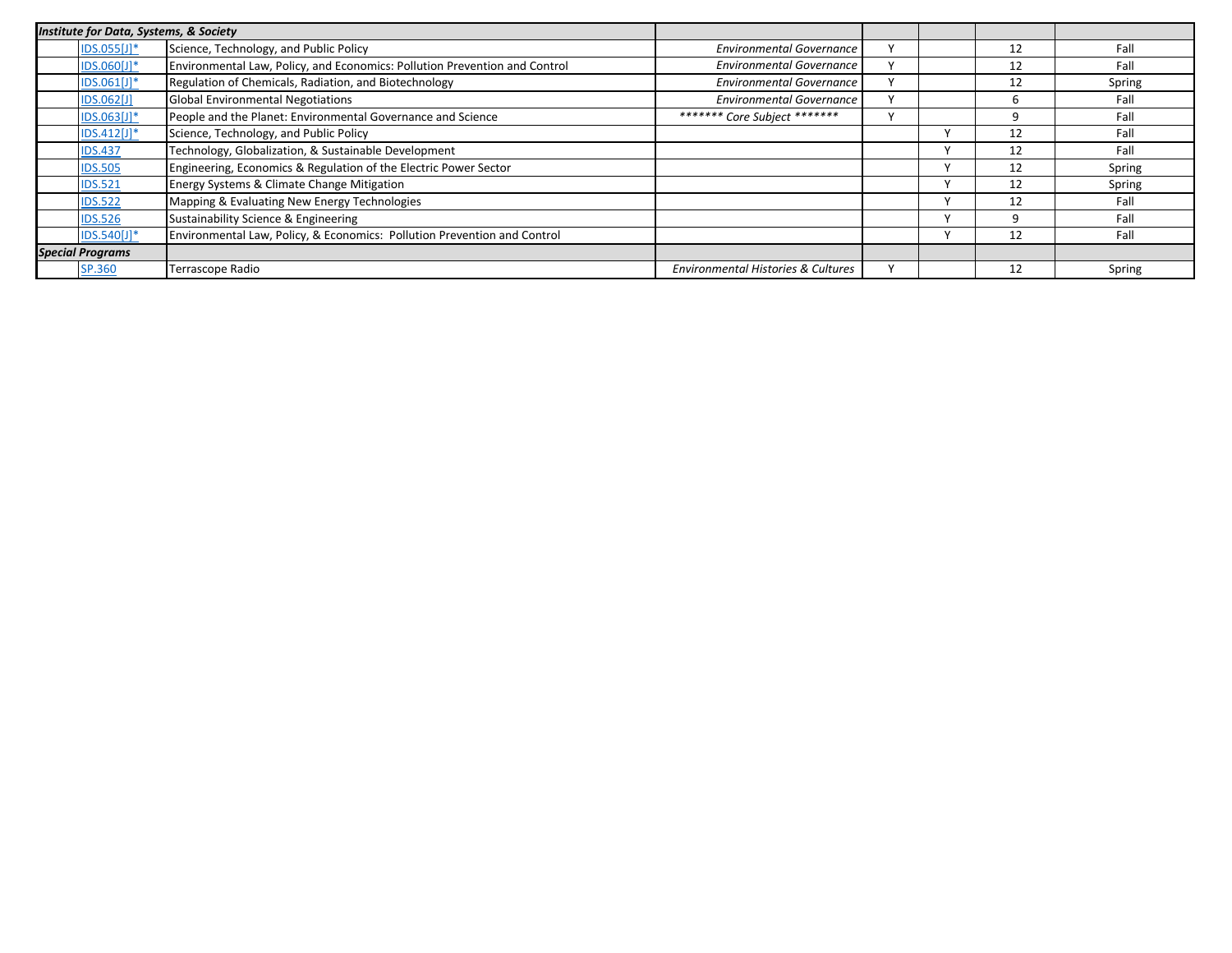| | | | | | | | |
|---|---|---|---|---|---|---|---|
| ***Institute for Data, Systems, & Society*** | | | | | | | |
| | IDS.055[J]* | Science, Technology, and Public Policy | *Environmental Governance* | Y | | 12 | Fall |
| | IDS.060[J]* | Environmental Law, Policy, and Economics: Pollution Prevention and Control | *Environmental Governance* | Y | | 12 | Fall |
| | IDS.061[J]* | Regulation of Chemicals, Radiation, and Biotechnology | *Environmental Governance* | Y | | 12 | Spring |
| | IDS.062[J] | Global Environmental Negotiations | *Environmental Governance* | Y | | 6 | Fall |
| | IDS.063[J]* | People and the Planet: Environmental Governance and Science | *******\* Core Subject *******\* | Y | | 9 | Fall |
| | IDS.412[J]* | Science, Technology, and Public Policy | | | Y | 12 | Fall |
| | IDS.437 | Technology, Globalization, & Sustainable Development | | | Y | 12 | Fall |
| | IDS.505 | Engineering, Economics & Regulation of the Electric Power Sector | | | Y | 12 | Spring |
| | IDS.521 | Energy Systems & Climate Change Mitigation | | | Y | 12 | Spring |
| | IDS.522 | Mapping & Evaluating New Energy Technologies | | | Y | 12 | Fall |
| | IDS.526 | Sustainability Science & Engineering | | | Y | 9 | Fall |
| | IDS.540[J]* | Environmental Law, Policy, & Economics: Pollution Prevention and Control | | | Y | 12 | Fall |
| ***Special Programs*** | | | | | | | |
| | SP.360 | Terrascope Radio | *Environmental Histories & Cultures* | Y | | 12 | Spring |